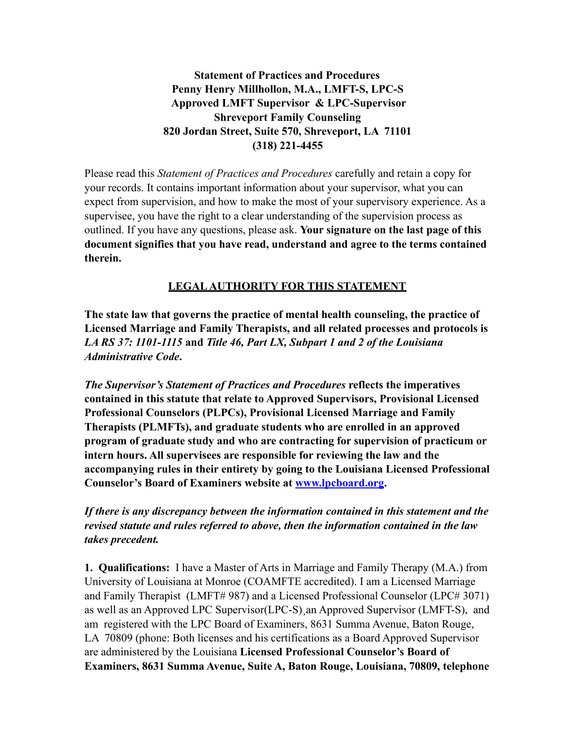**Statement of Practices and Procedures**
**Penny Henry Millhollon, M.A., LMFT-S, LPC-S**
**Approved LMFT Supervisor & LPC-Supervisor**
**Shreveport Family Counseling**
**820 Jordan Street, Suite 570, Shreveport, LA 71101**
**(318) 221-4455**

Please read this *Statement of Practices and Procedures* carefully and retain a copy for your records. It contains important information about your supervisor, what you can expect from supervision, and how to make the most of your supervisory experience. As a supervisee, you have the right to a clear understanding of the supervision process as outlined. If you have any questions, please ask. **Your signature on the last page of this document signifies that you have read, understand and agree to the terms contained therein.**

## LEGAL AUTHORITY FOR THIS STATEMENT

**The state law that governs the practice of mental health counseling, the practice of Licensed Marriage and Family Therapists, and all related processes and protocols is *LA RS 37: 1101-1115* and *Title 46, Part LX, Subpart 1 and 2 of the Louisiana Administrative Code*.**

***The Supervisor's Statement of Practices and Procedures* reflects the imperatives contained in this statute that relate to Approved Supervisors, Provisional Licensed Professional Counselors (PLPCs), Provisional Licensed Marriage and Family Therapists (PLMFTs), and graduate students who are enrolled in an approved program of graduate study and who are contracting for supervision of practicum or intern hours. All supervisees are responsible for reviewing the law and the accompanying rules in their entirety by going to the Louisiana Licensed Professional Counselor's Board of Examiners website at [www.lpcboard.org](http://www.lpcboard.org).**

***If there is any discrepancy between the information contained in this statement and the revised statute and rules referred to above, then the information contained in the law takes precedent.***

**1. Qualifications:** I have a Master of Arts in Marriage and Family Therapy (M.A.) from University of Louisiana at Monroe (COAMFTE accredited). I am a Licensed Marriage and Family Therapist (LMFT# 987) and a Licensed Professional Counselor (LPC# 3071) as well as an Approved LPC Supervisor(LPC-S)¸an Approved Supervisor (LMFT-S), and am registered with the LPC Board of Examiners, 8631 Summa Avenue, Baton Rouge, LA 70809 (phone: Both licenses and his certifications as a Board Approved Supervisor are administered by the Louisiana **Licensed Professional Counselor's Board of Examiners, 8631 Summa Avenue, Suite A, Baton Rouge, Louisiana, 70809, telephone**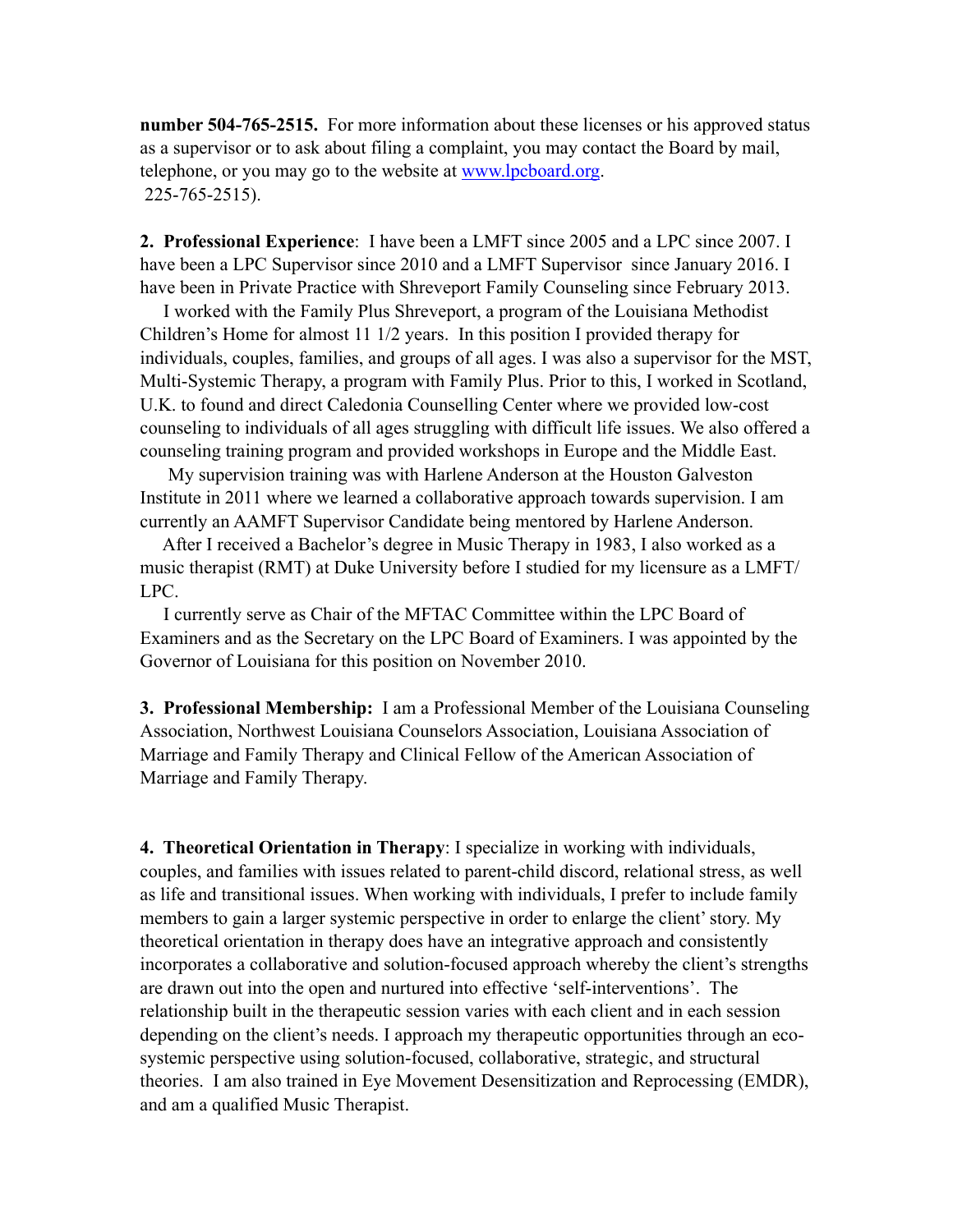**number 504-765-2515.** For more information about these licenses or his approved status as a supervisor or to ask about filing a complaint, you may contact the Board by mail, telephone, or you may go to the website at www.lpcboard.org.
225-765-2515).

**2. Professional Experience**: I have been a LMFT since 2005 and a LPC since 2007. I have been a LPC Supervisor since 2010 and a LMFT Supervisor since January 2016. I have been in Private Practice with Shreveport Family Counseling since February 2013.

I worked with the Family Plus Shreveport, a program of the Louisiana Methodist Children's Home for almost 11 1/2 years. In this position I provided therapy for individuals, couples, families, and groups of all ages. I was also a supervisor for the MST, Multi-Systemic Therapy, a program with Family Plus. Prior to this, I worked in Scotland, U.K. to found and direct Caledonia Counselling Center where we provided low-cost counseling to individuals of all ages struggling with difficult life issues. We also offered a counseling training program and provided workshops in Europe and the Middle East.

My supervision training was with Harlene Anderson at the Houston Galveston Institute in 2011 where we learned a collaborative approach towards supervision. I am currently an AAMFT Supervisor Candidate being mentored by Harlene Anderson.

After I received a Bachelor's degree in Music Therapy in 1983, I also worked as a music therapist (RMT) at Duke University before I studied for my licensure as a LMFT/ LPC.

I currently serve as Chair of the MFTAC Committee within the LPC Board of Examiners and as the Secretary on the LPC Board of Examiners. I was appointed by the Governor of Louisiana for this position on November 2010.

**3. Professional Membership:** I am a Professional Member of the Louisiana Counseling Association, Northwest Louisiana Counselors Association, Louisiana Association of Marriage and Family Therapy and Clinical Fellow of the American Association of Marriage and Family Therapy.

**4. Theoretical Orientation in Therapy**: I specialize in working with individuals, couples, and families with issues related to parent-child discord, relational stress, as well as life and transitional issues. When working with individuals, I prefer to include family members to gain a larger systemic perspective in order to enlarge the client' story. My theoretical orientation in therapy does have an integrative approach and consistently incorporates a collaborative and solution-focused approach whereby the client's strengths are drawn out into the open and nurtured into effective 'self-interventions'. The relationship built in the therapeutic session varies with each client and in each session depending on the client's needs. I approach my therapeutic opportunities through an eco-systemic perspective using solution-focused, collaborative, strategic, and structural theories. I am also trained in Eye Movement Desensitization and Reprocessing (EMDR), and am a qualified Music Therapist.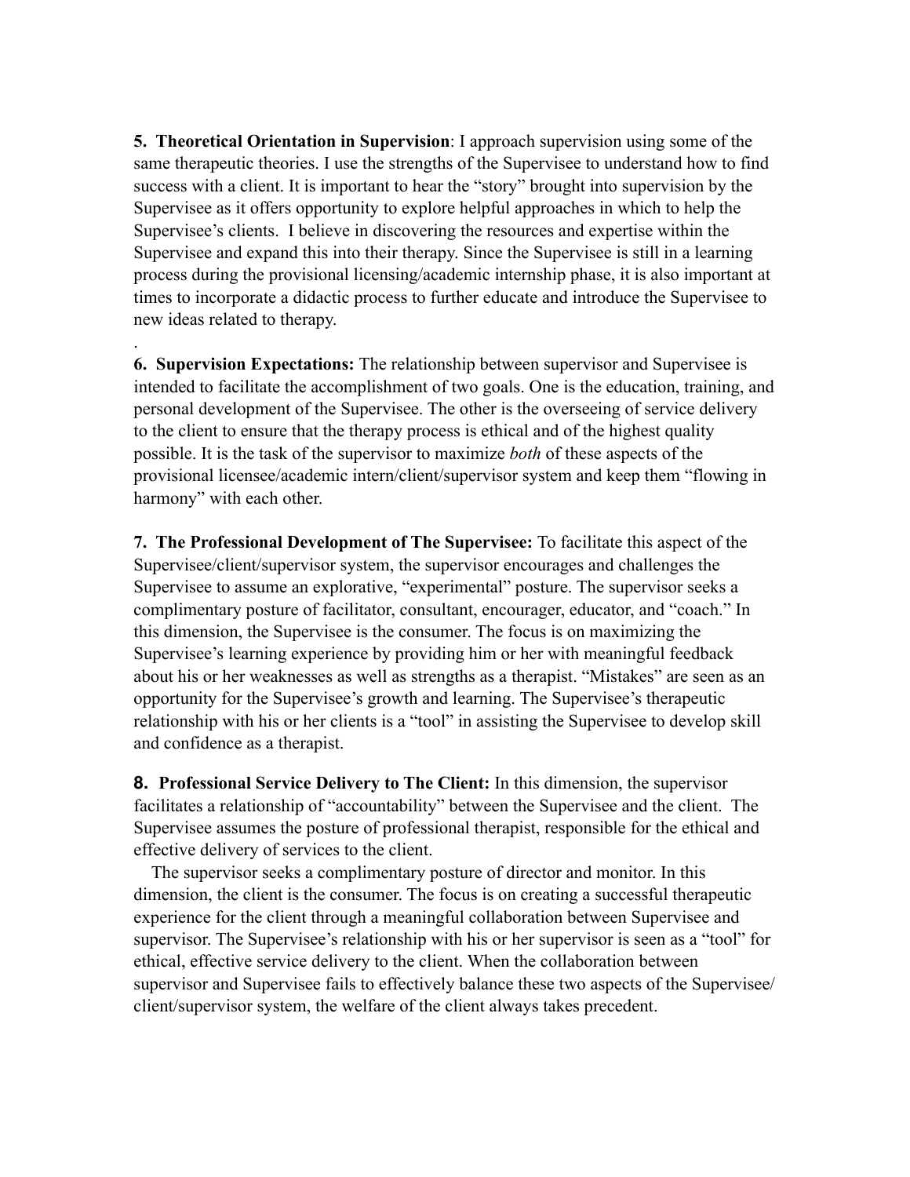**5. Theoretical Orientation in Supervision**: I approach supervision using some of the same therapeutic theories. I use the strengths of the Supervisee to understand how to find success with a client. It is important to hear the "story" brought into supervision by the Supervisee as it offers opportunity to explore helpful approaches in which to help the Supervisee's clients. I believe in discovering the resources and expertise within the Supervisee and expand this into their therapy. Since the Supervisee is still in a learning process during the provisional licensing/academic internship phase, it is also important at times to incorporate a didactic process to further educate and introduce the Supervisee to new ideas related to therapy.

.

**6. Supervision Expectations:** The relationship between supervisor and Supervisee is intended to facilitate the accomplishment of two goals. One is the education, training, and personal development of the Supervisee. The other is the overseeing of service delivery to the client to ensure that the therapy process is ethical and of the highest quality possible. It is the task of the supervisor to maximize *both* of these aspects of the provisional licensee/academic intern/client/supervisor system and keep them "flowing in harmony" with each other.

**7. The Professional Development of The Supervisee:** To facilitate this aspect of the Supervisee/client/supervisor system, the supervisor encourages and challenges the Supervisee to assume an explorative, "experimental" posture. The supervisor seeks a complimentary posture of facilitator, consultant, encourager, educator, and "coach." In this dimension, the Supervisee is the consumer. The focus is on maximizing the Supervisee's learning experience by providing him or her with meaningful feedback about his or her weaknesses as well as strengths as a therapist. "Mistakes" are seen as an opportunity for the Supervisee's growth and learning. The Supervisee's therapeutic relationship with his or her clients is a "tool" in assisting the Supervisee to develop skill and confidence as a therapist.

**8. Professional Service Delivery to The Client:** In this dimension, the supervisor facilitates a relationship of "accountability" between the Supervisee and the client. The Supervisee assumes the posture of professional therapist, responsible for the ethical and effective delivery of services to the client.

The supervisor seeks a complimentary posture of director and monitor. In this dimension, the client is the consumer. The focus is on creating a successful therapeutic experience for the client through a meaningful collaboration between Supervisee and supervisor. The Supervisee's relationship with his or her supervisor is seen as a "tool" for ethical, effective service delivery to the client. When the collaboration between supervisor and Supervisee fails to effectively balance these two aspects of the Supervisee/client/supervisor system, the welfare of the client always takes precedent.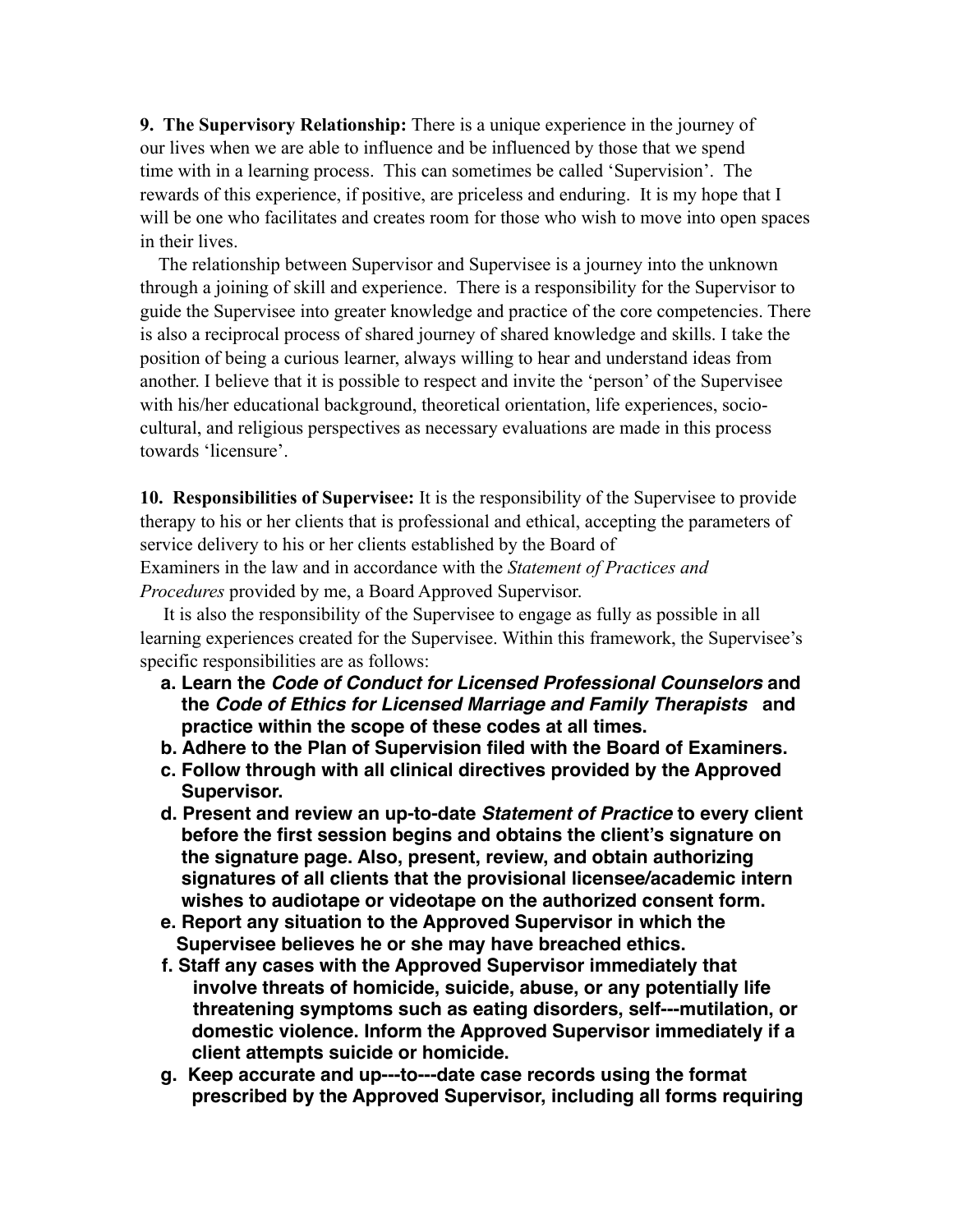**9. The Supervisory Relationship:** There is a unique experience in the journey of our lives when we are able to influence and be influenced by those that we spend time with in a learning process. This can sometimes be called 'Supervision'. The rewards of this experience, if positive, are priceless and enduring. It is my hope that I will be one who facilitates and creates room for those who wish to move into open spaces in their lives.

The relationship between Supervisor and Supervisee is a journey into the unknown through a joining of skill and experience. There is a responsibility for the Supervisor to guide the Supervisee into greater knowledge and practice of the core competencies. There is also a reciprocal process of shared journey of shared knowledge and skills. I take the position of being a curious learner, always willing to hear and understand ideas from another. I believe that it is possible to respect and invite the 'person' of the Supervisee with his/her educational background, theoretical orientation, life experiences, socio-cultural, and religious perspectives as necessary evaluations are made in this process towards 'licensure'.

**10. Responsibilities of Supervisee:** It is the responsibility of the Supervisee to provide therapy to his or her clients that is professional and ethical, accepting the parameters of service delivery to his or her clients established by the Board of Examiners in the law and in accordance with the *Statement of Practices and Procedures* provided by me, a Board Approved Supervisor.

It is also the responsibility of the Supervisee to engage as fully as possible in all learning experiences created for the Supervisee. Within this framework, the Supervisee's specific responsibilities are as follows:

- **a. Learn the *Code of Conduct for Licensed Professional Counselors* and the *Code of Ethics for Licensed Marriage and Family Therapists* and practice within the scope of these codes at all times.**
- **b. Adhere to the Plan of Supervision filed with the Board of Examiners.**
- **c. Follow through with all clinical directives provided by the Approved Supervisor.**
- **d. Present and review an up-to-date *Statement of Practice* to every client before the first session begins and obtains the client's signature on the signature page. Also, present, review, and obtain authorizing signatures of all clients that the provisional licensee/academic intern wishes to audiotape or videotape on the authorized consent form.**
- **e. Report any situation to the Approved Supervisor in which the Supervisee believes he or she may have breached ethics.**
- **f. Staff any cases with the Approved Supervisor immediately that involve threats of homicide, suicide, abuse, or any potentially life threatening symptoms such as eating disorders, self---mutilation, or domestic violence. Inform the Approved Supervisor immediately if a client attempts suicide or homicide.**
- **g. Keep accurate and up---to---date case records using the format prescribed by the Approved Supervisor, including all forms requiring**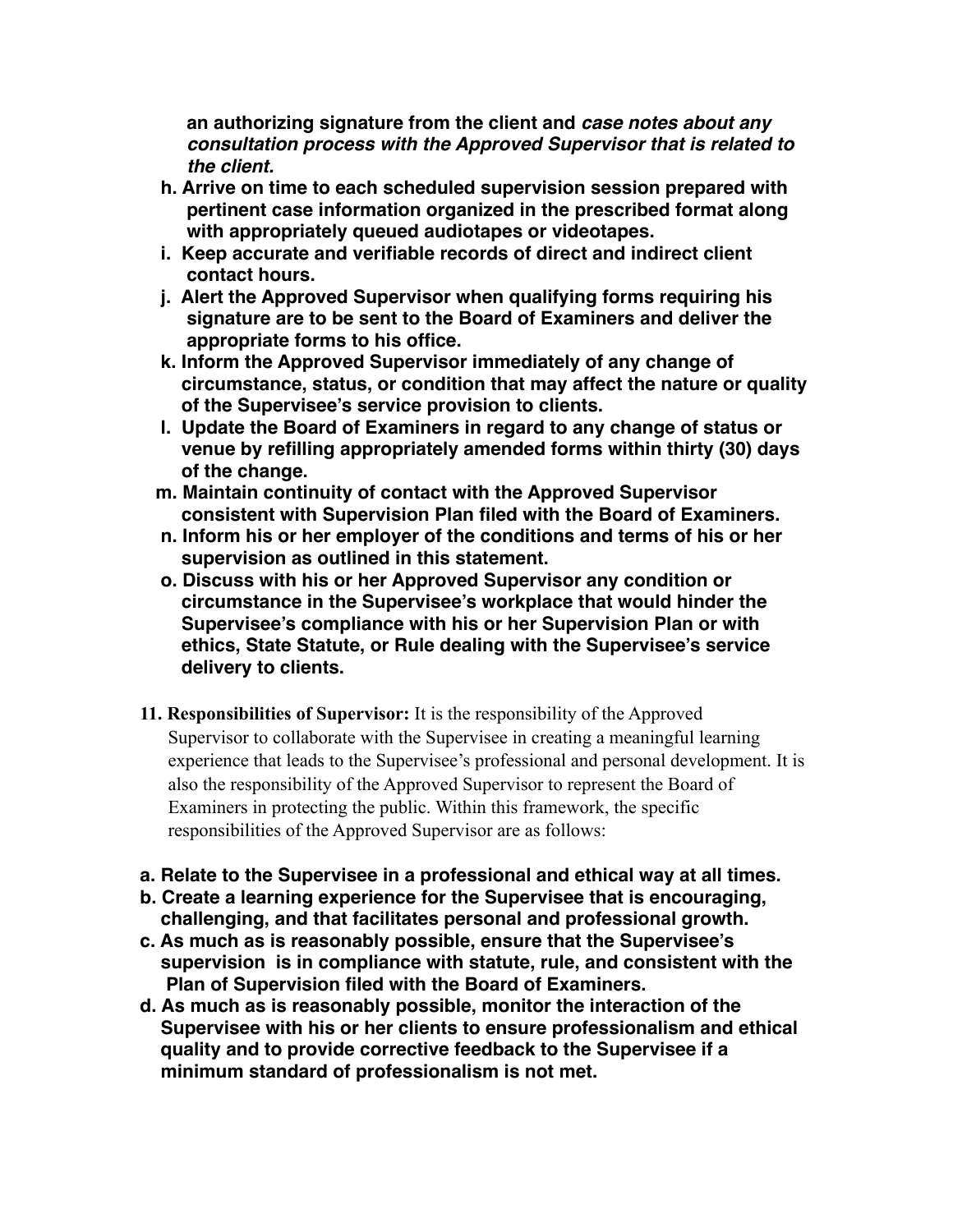**an authorizing signature from the client and *case notes about any consultation process with the Approved Supervisor that is related to the client.***

**h. Arrive on time to each scheduled supervision session prepared with pertinent case information organized in the prescribed format along with appropriately queued audiotapes or videotapes.**

**i. Keep accurate and verifiable records of direct and indirect client contact hours.**

**j. Alert the Approved Supervisor when qualifying forms requiring his signature are to be sent to the Board of Examiners and deliver the appropriate forms to his office.**

**k. Inform the Approved Supervisor immediately of any change of circumstance, status, or condition that may affect the nature or quality of the Supervisee's service provision to clients.**

**l. Update the Board of Examiners in regard to any change of status or venue by refilling appropriately amended forms within thirty (30) days of the change.**

**m. Maintain continuity of contact with the Approved Supervisor consistent with Supervision Plan filed with the Board of Examiners.**

**n. Inform his or her employer of the conditions and terms of his or her supervision as outlined in this statement.**

**o. Discuss with his or her Approved Supervisor any condition or circumstance in the Supervisee's workplace that would hinder the Supervisee's compliance with his or her Supervision Plan or with ethics, State Statute, or Rule dealing with the Supervisee's service delivery to clients.**

**11. Responsibilities of Supervisor:** It is the responsibility of the Approved Supervisor to collaborate with the Supervisee in creating a meaningful learning experience that leads to the Supervisee's professional and personal development. It is also the responsibility of the Approved Supervisor to represent the Board of Examiners in protecting the public. Within this framework, the specific responsibilities of the Approved Supervisor are as follows:

**a. Relate to the Supervisee in a professional and ethical way at all times.**

**b. Create a learning experience for the Supervisee that is encouraging, challenging, and that facilitates personal and professional growth.**

**c. As much as is reasonably possible, ensure that the Supervisee's supervision is in compliance with statute, rule, and consistent with the Plan of Supervision filed with the Board of Examiners.**

**d. As much as is reasonably possible, monitor the interaction of the Supervisee with his or her clients to ensure professionalism and ethical quality and to provide corrective feedback to the Supervisee if a minimum standard of professionalism is not met.**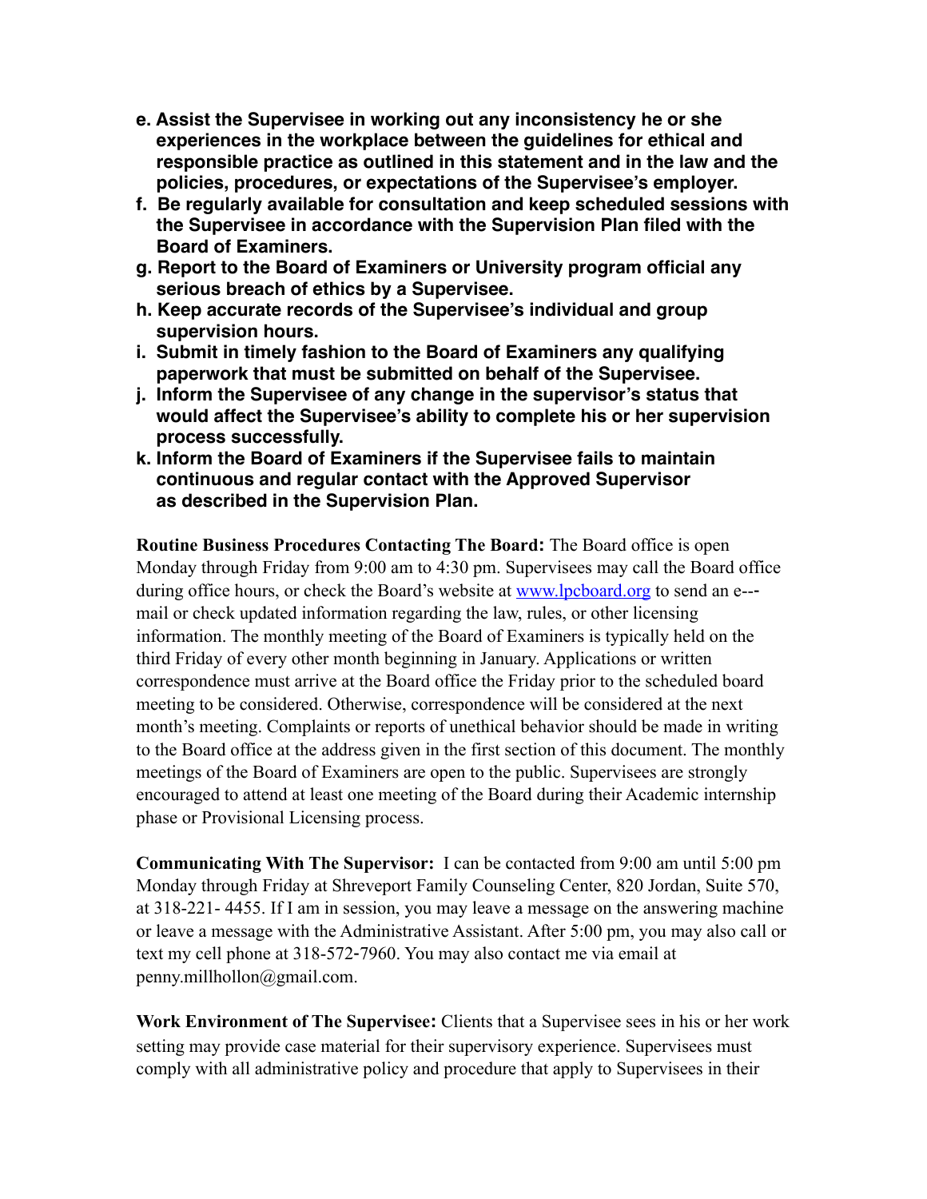**e. Assist the Supervisee in working out any inconsistency he or she experiences in the workplace between the guidelines for ethical and responsible practice as outlined in this statement and in the law and the policies, procedures, or expectations of the Supervisee's employer.**

**f. Be regularly available for consultation and keep scheduled sessions with the Supervisee in accordance with the Supervision Plan filed with the Board of Examiners.**

**g. Report to the Board of Examiners or University program official any serious breach of ethics by a Supervisee.**

**h. Keep accurate records of the Supervisee's individual and group supervision hours.**

**i. Submit in timely fashion to the Board of Examiners any qualifying paperwork that must be submitted on behalf of the Supervisee.**

**j. Inform the Supervisee of any change in the supervisor's status that would affect the Supervisee's ability to complete his or her supervision process successfully.**

**k. Inform the Board of Examiners if the Supervisee fails to maintain continuous and regular contact with the Approved Supervisor as described in the Supervision Plan.**

**Routine Business Procedures Contacting The Board:** The Board office is open Monday through Friday from 9:00 am to 4:30 pm. Supervisees may call the Board office during office hours, or check the Board's website at [www.lpcboard.org](http://www.lpcboard.org) to send an e---mail or check updated information regarding the law, rules, or other licensing information. The monthly meeting of the Board of Examiners is typically held on the third Friday of every other month beginning in January. Applications or written correspondence must arrive at the Board office the Friday prior to the scheduled board meeting to be considered. Otherwise, correspondence will be considered at the next month's meeting. Complaints or reports of unethical behavior should be made in writing to the Board office at the address given in the first section of this document. The monthly meetings of the Board of Examiners are open to the public. Supervisees are strongly encouraged to attend at least one meeting of the Board during their Academic internship phase or Provisional Licensing process.

**Communicating With The Supervisor:** I can be contacted from 9:00 am until 5:00 pm Monday through Friday at Shreveport Family Counseling Center, 820 Jordan, Suite 570, at 318-221- 4455. If I am in session, you may leave a message on the answering machine or leave a message with the Administrative Assistant. After 5:00 pm, you may also call or text my cell phone at 318-572-7960. You may also contact me via email at penny.millhollon@gmail.com.

**Work Environment of The Supervisee:** Clients that a Supervisee sees in his or her work setting may provide case material for their supervisory experience. Supervisees must comply with all administrative policy and procedure that apply to Supervisees in their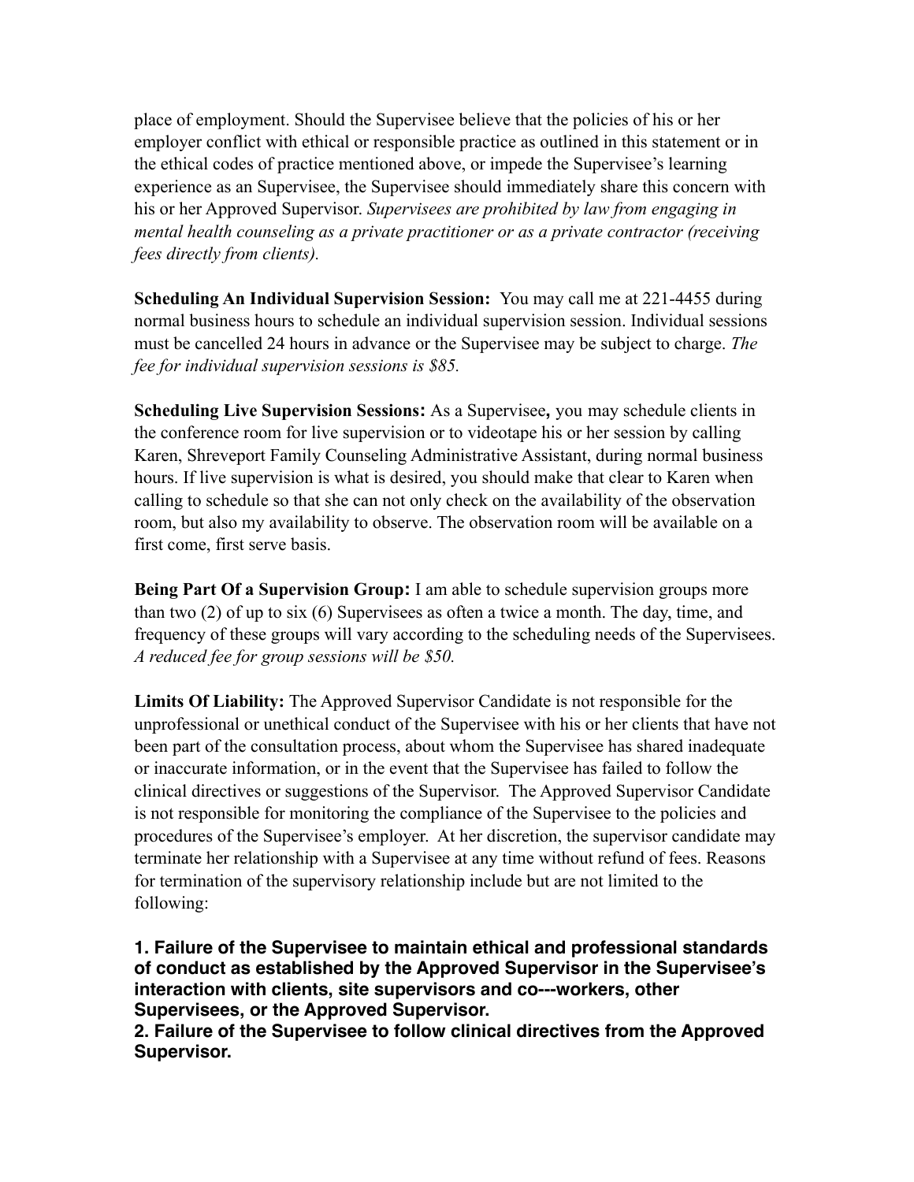place of employment. Should the Supervisee believe that the policies of his or her employer conflict with ethical or responsible practice as outlined in this statement or in the ethical codes of practice mentioned above, or impede the Supervisee's learning experience as an Supervisee, the Supervisee should immediately share this concern with his or her Approved Supervisor. *Supervisees are prohibited by law from engaging in mental health counseling as a private practitioner or as a private contractor (receiving fees directly from clients).*

**Scheduling An Individual Supervision Session:** You may call me at 221-4455 during normal business hours to schedule an individual supervision session. Individual sessions must be cancelled 24 hours in advance or the Supervisee may be subject to charge. *The fee for individual supervision sessions is $85.*

**Scheduling Live Supervision Sessions:** As a Supervisee**,** you may schedule clients in the conference room for live supervision or to videotape his or her session by calling Karen, Shreveport Family Counseling Administrative Assistant, during normal business hours. If live supervision is what is desired, you should make that clear to Karen when calling to schedule so that she can not only check on the availability of the observation room, but also my availability to observe. The observation room will be available on a first come, first serve basis.

**Being Part Of a Supervision Group:** I am able to schedule supervision groups more than two (2) of up to six (6) Supervisees as often a twice a month. The day, time, and frequency of these groups will vary according to the scheduling needs of the Supervisees. *A reduced fee for group sessions will be $50.*

**Limits Of Liability:** The Approved Supervisor Candidate is not responsible for the unprofessional or unethical conduct of the Supervisee with his or her clients that have not been part of the consultation process, about whom the Supervisee has shared inadequate or inaccurate information, or in the event that the Supervisee has failed to follow the clinical directives or suggestions of the Supervisor. The Approved Supervisor Candidate is not responsible for monitoring the compliance of the Supervisee to the policies and procedures of the Supervisee's employer. At her discretion, the supervisor candidate may terminate her relationship with a Supervisee at any time without refund of fees. Reasons for termination of the supervisory relationship include but are not limited to the following:

**1. Failure of the Supervisee to maintain ethical and professional standards of conduct as established by the Approved Supervisor in the Supervisee's interaction with clients, site supervisors and co---workers, other Supervisees, or the Approved Supervisor.**
**2. Failure of the Supervisee to follow clinical directives from the Approved Supervisor.**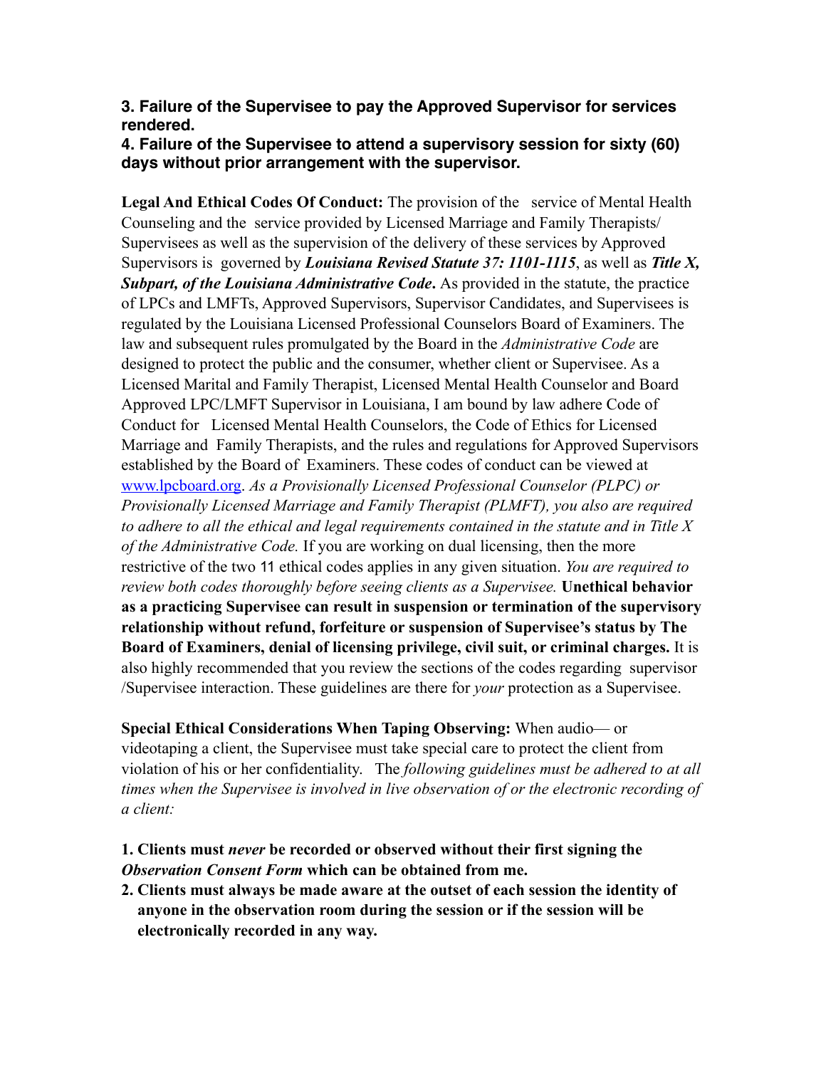**3. Failure of the Supervisee to pay the Approved Supervisor for services rendered.**

**4. Failure of the Supervisee to attend a supervisory session for sixty (60) days without prior arrangement with the supervisor.**

**Legal And Ethical Codes Of Conduct:** The provision of the service of Mental Health Counseling and the service provided by Licensed Marriage and Family Therapists/ Supervisees as well as the supervision of the delivery of these services by Approved Supervisors is governed by ***Louisiana Revised Statute 37: 1101-1115***, as well as ***Title X, Subpart, of the Louisiana Administrative Code***. As provided in the statute, the practice of LPCs and LMFTs, Approved Supervisors, Supervisor Candidates, and Supervisees is regulated by the Louisiana Licensed Professional Counselors Board of Examiners. The law and subsequent rules promulgated by the Board in the *Administrative Code* are designed to protect the public and the consumer, whether client or Supervisee. As a Licensed Marital and Family Therapist, Licensed Mental Health Counselor and Board Approved LPC/LMFT Supervisor in Louisiana, I am bound by law adhere Code of Conduct for Licensed Mental Health Counselors, the Code of Ethics for Licensed Marriage and Family Therapists, and the rules and regulations for Approved Supervisors established by the Board of Examiners. These codes of conduct can be viewed at [www.lpcboard.org](http://www.lpcboard.org). *As a Provisionally Licensed Professional Counselor (PLPC) or Provisionally Licensed Marriage and Family Therapist (PLMFT), you also are required to adhere to all the ethical and legal requirements contained in the statute and in Title X of the Administrative Code.* If you are working on dual licensing, then the more restrictive of the two 11 ethical codes applies in any given situation. *You are required to review both codes thoroughly before seeing clients as a Supervisee.* **Unethical behavior as a practicing Supervisee can result in suspension or termination of the supervisory relationship without refund, forfeiture or suspension of Supervisee's status by The Board of Examiners, denial of licensing privilege, civil suit, or criminal charges.** It is also highly recommended that you review the sections of the codes regarding supervisor /Supervisee interaction. These guidelines are there for *your* protection as a Supervisee.

**Special Ethical Considerations When Taping Observing:** When audio— or videotaping a client, the Supervisee must take special care to protect the client from violation of his or her confidentiality. The *following guidelines must be adhered to at all times when the Supervisee is involved in live observation of or the electronic recording of a client:*

1. **Clients must *never* be recorded or observed without their first signing the *Observation Consent Form* which can be obtained from me.**
2. **Clients must always be made aware at the outset of each session the identity of anyone in the observation room during the session or if the session will be electronically recorded in any way.**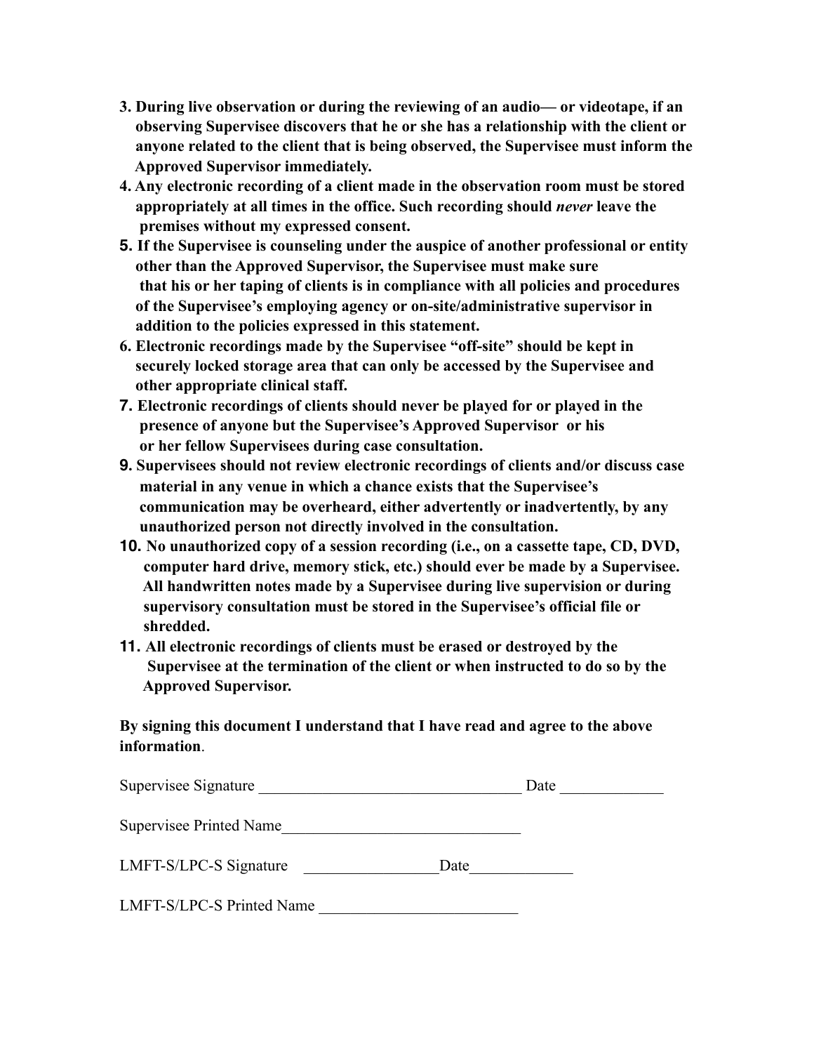**3. During live observation or during the reviewing of an audio— or videotape, if an observing Supervisee discovers that he or she has a relationship with the client or anyone related to the client that is being observed, the Supervisee must inform the Approved Supervisor immediately.**

**4. Any electronic recording of a client made in the observation room must be stored appropriately at all times in the office. Such recording should *never* leave the premises without my expressed consent.**

**5. If the Supervisee is counseling under the auspice of another professional or entity other than the Approved Supervisor, the Supervisee must make sure that his or her taping of clients is in compliance with all policies and procedures of the Supervisee's employing agency or on-site/administrative supervisor in addition to the policies expressed in this statement.**

**6. Electronic recordings made by the Supervisee "off-site" should be kept in securely locked storage area that can only be accessed by the Supervisee and other appropriate clinical staff.**

**7. Electronic recordings of clients should never be played for or played in the presence of anyone but the Supervisee's Approved Supervisor or his or her fellow Supervisees during case consultation.**

**9. Supervisees should not review electronic recordings of clients and/or discuss case material in any venue in which a chance exists that the Supervisee's communication may be overheard, either advertently or inadvertently, by any unauthorized person not directly involved in the consultation.**

**10. No unauthorized copy of a session recording (i.e., on a cassette tape, CD, DVD, computer hard drive, memory stick, etc.) should ever be made by a Supervisee. All handwritten notes made by a Supervisee during live supervision or during supervisory consultation must be stored in the Supervisee's official file or shredded.**

**11. All electronic recordings of clients must be erased or destroyed by the Supervisee at the termination of the client or when instructed to do so by the Approved Supervisor.**

**By signing this document I understand that I have read and agree to the above information**.

Supervisee Signature _________________________________ Date _____________

Supervisee Printed Name______________________________

LMFT-S/LPC-S Signature _________________Date_____________

LMFT-S/LPC-S Printed Name _________________________